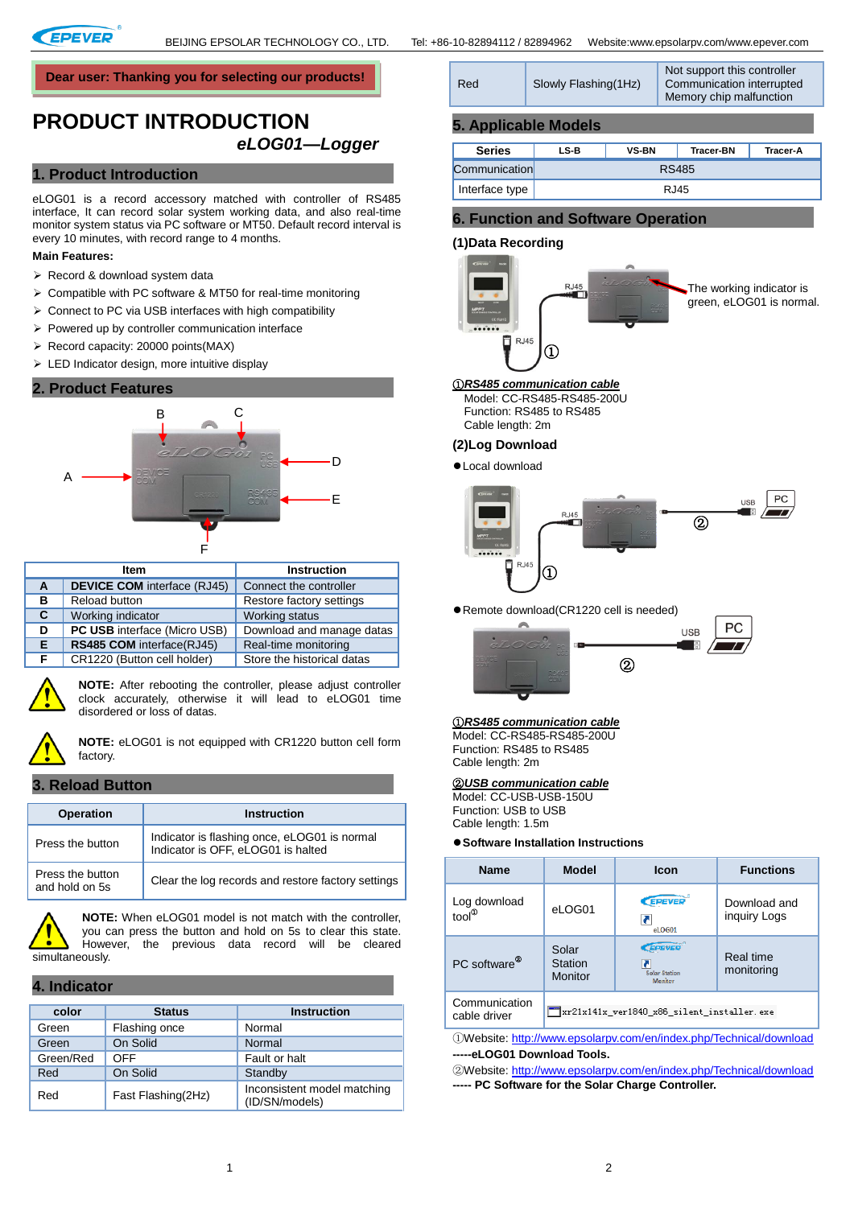Dear user: Thanking you for selecting our products!

# PRODUCT INTRODUCTION

***eLOG01—Logger***

## 1. Product Introduction

eLOG01 is a record accessory matched with controller of RS485 interface, It can record solar system working data, and also real-time monitor system status via PC software or MT50. Default record interval is every 10 minutes, with record range to 4 months.

**Main Features:**

- Record & download system data
- Compatible with PC software & MT50 for real-time monitoring
- Connect to PC via USB interfaces with high compatibility
- Powered up by controller communication interface
- Record capacity: 20000 points(MAX)
- LED Indicator design, more intuitive display

## 2. Product Features

| | Item | Instruction |
|---|---|---|
| **A** | **DEVICE COM** interface (RJ45) | Connect the controller |
| **B** | Reload button | Restore factory settings |
| **C** | Working indicator | Working status |
| **D** | **PC USB** interface (Micro USB) | Download and manage datas |
| **E** | **RS485 COM** interface(RJ45) | Real-time monitoring |
| **F** | CR1220 (Button cell holder) | Store the historical datas |

**NOTE:** After rebooting the controller, please adjust controller clock accurately, otherwise it will lead to eLOG01 time disordered or loss of datas.

**NOTE:** eLOG01 is not equipped with CR1220 button cell form factory.

## 3. Reload Button

| Operation | Instruction |
|---|---|
| Press the button | Indicator is flashing once, eLOG01 is normal<br>Indicator is OFF, eLOG01 is halted |
| Press the button and hold on 5s | Clear the log records and restore factory settings |

**NOTE:** When eLOG01 model is not match with the controller, you can press the button and hold on 5s to clear this state. However, the previous data record will be cleared simultaneously.

## 4. Indicator

| color | Status | Instruction |
|---|---|---|
| Green | Flashing once | Normal |
| Green | On Solid | Normal |
| Green/Red | OFF | Fault or halt |
| Red | On Solid | Standby |
| Red | Fast Flashing(2Hz) | Inconsistent model matching (ID/SN/models) |
| Red | Slowly Flashing(1Hz) | Not support this controller<br>Communication interrupted<br>Memory chip malfunction |

## 5. Applicable Models

| Series | LS-B | VS-BN | Tracer-BN | Tracer-A |
|---|---|---|---|---|
| Communication | RS485 | | | |
| Interface type | RJ45 | | | |

## 6. Function and Software Operation

### (1)Data Recording

The working indicator is green, eLOG01 is normal.

**①*RS485 communication cable***
Model: CC-RS485-RS485-200U
Function: RS485 to RS485
Cable length: 2m

### (2)Log Download

● Local download

● Remote download(CR1220 cell is needed)

**①*RS485 communication cable***
Model: CC-RS485-RS485-200U
Function: RS485 to RS485
Cable length: 2m

**②*USB communication cable***
Model: CC-USB-USB-150U
Function: USB to USB
Cable length: 1.5m

● **Software Installation Instructions**

| Name | Model | Icon | Functions |
|---|---|---|---|
| Log download tool① | eLOG01 | eLOG01 | Download and inquiry Logs |
| PC software② | Solar Station Monitor | Solar Station Monitor | Real time monitoring |
| Communication cable driver | xr21x141x_ver1840_x86_silent_installer.exe | | |

①Website: http://www.epsolarpv.com/en/index.php/Technical/download
**-----eLOG01 Download Tools.**
②Website: http://www.epsolarpv.com/en/index.php/Technical/download
**----- PC Software for the Solar Charge Controller.**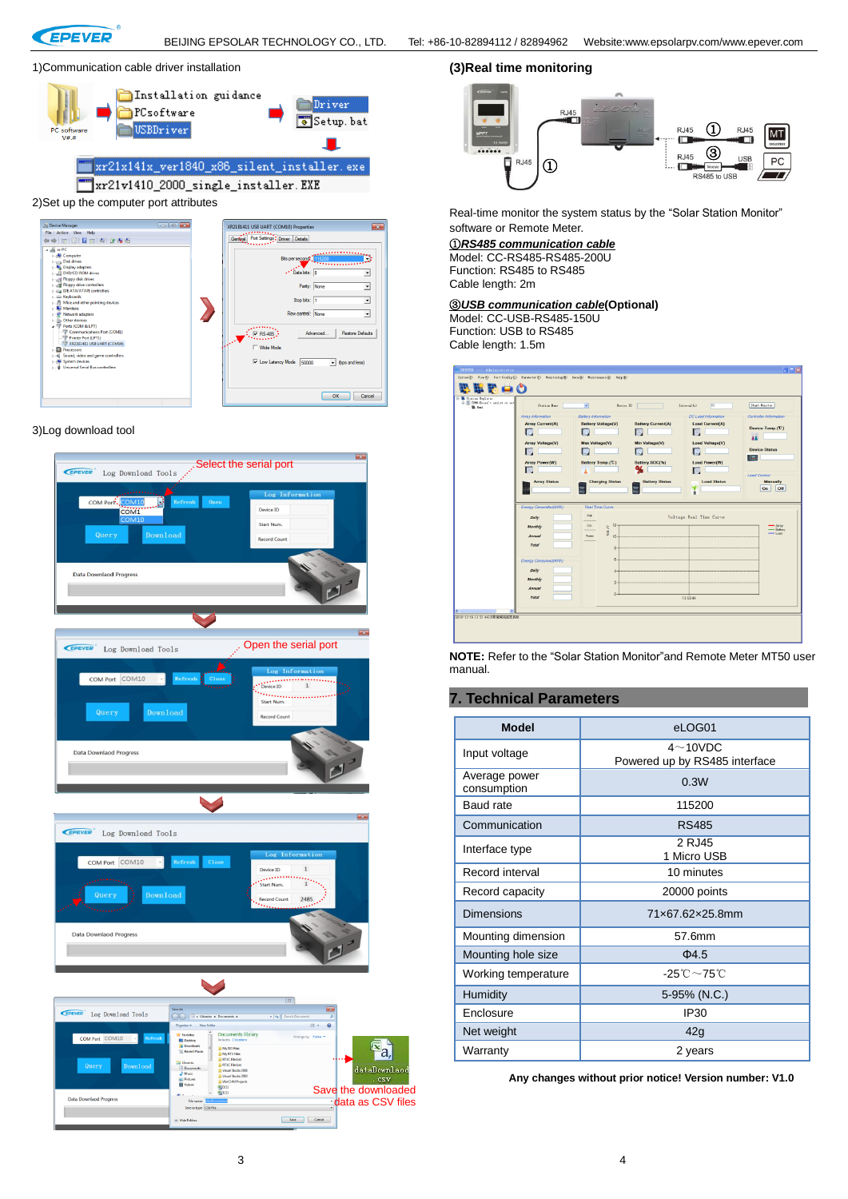1)Communication cable driver installation

PC software V#.#

Installation guidance
PCsoftware
USBDriver

Driver
Setup.bat

xr21x141x_ver1840_x86_silent_installer.exe
xr21v1410_2000_single_installer.EXE

2)Set up the computer port attributes

3)Log download tool

Select the serial port

Open the serial port

Save the downloaded data as CSV files

### (3)Real time monitoring

RJ45 ① RJ45 ③ USB RS485 to USB MT PC

Real-time monitor the system status by the "Solar Station Monitor" software or Remote Meter.

***①RS485 communication cable***
Model: CC-RS485-RS485-200U
Function: RS485 to RS485
Cable length: 2m

***③USB communication cable***(Optional)
Model: CC-USB-RS485-150U
Function: USB to RS485
Cable length: 1.5m

**NOTE:** Refer to the "Solar Station Monitor"and Remote Meter MT50 user manual.

## 7. Technical Parameters

| Model | eLOG01 |
|---|---|
| Input voltage | 4～10VDC<br>Powered up by RS485 interface |
| Average power consumption | 0.3W |
| Baud rate | 115200 |
| Communication | RS485 |
| Interface type | 2 RJ45<br>1 Micro USB |
| Record interval | 10 minutes |
| Record capacity | 20000 points |
| Dimensions | 71×67.62×25.8mm |
| Mounting dimension | 57.6mm |
| Mounting hole size | Φ4.5 |
| Working temperature | -25℃～75℃ |
| Humidity | 5-95% (N.C.) |
| Enclosure | IP30 |
| Net weight | 42g |
| Warranty | 2 years |

**Any changes without prior notice! Version number: V1.0**